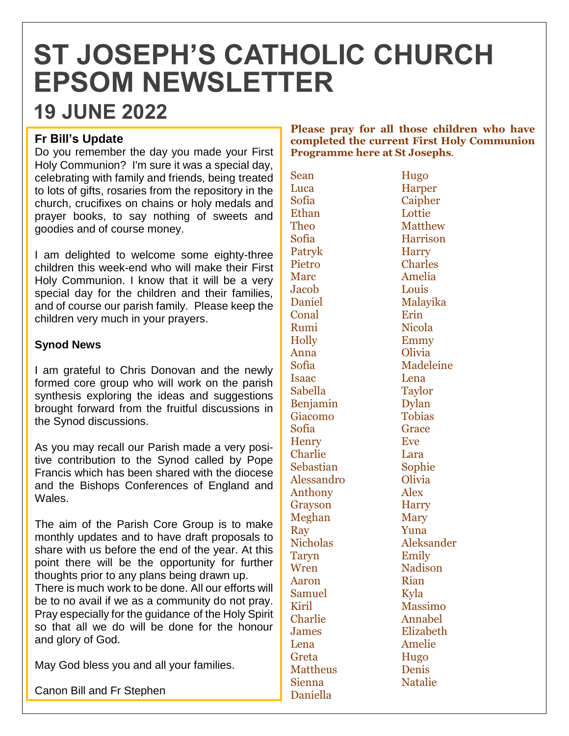# ST JOSEPH'S CATHOLIC CHURCH EPSOM NEWSLETTER

## 19 JUNE 2022

### Fr Bill's Update

Do you remember the day you made your First Holy Communion? I'm sure it was a special day, celebrating with family and friends, being treated to lots of gifts, rosaries from the repository in the church, crucifixes on chains or holy medals and prayer books, to say nothing of sweets and goodies and of course money.

I am delighted to welcome some eighty-three children this week-end who will make their First Holy Communion. I know that it will be a very special day for the children and their families, and of course our parish family. Please keep the children very much in your prayers.

### Synod News

I am grateful to Chris Donovan and the newly formed core group who will work on the parish synthesis exploring the ideas and suggestions brought forward from the fruitful discussions in the Synod discussions.

As you may recall our Parish made a very positive contribution to the Synod called by Pope Francis which has been shared with the diocese and the Bishops Conferences of England and Wales.

The aim of the Parish Core Group is to make monthly updates and to have draft proposals to share with us before the end of the year. At this point there will be the opportunity for further thoughts prior to any plans being drawn up.
There is much work to be done. All our efforts will be to no avail if we as a community do not pray. Pray especially for the guidance of the Holy Spirit so that all we do will be done for the honour and glory of God.

May God bless you and all your families.

Canon Bill and Fr Stephen

**Please pray for all those children who have completed the current First Holy Communion Programme here at St Josephs**.

Sean
Luca
Sofia
Ethan
Theo
Sofia
Patryk
Pietro
Marc
Jacob
Daniel
Conal
Rumi
Holly
Anna
Sofia
Isaac
Sabella
Benjamin
Giacomo
Sofia
Henry
Charlie
Sebastian
Alessandro
Anthony
Grayson
Meghan
Ray
Nicholas
Taryn
Wren
Aaron
Samuel
Kiril
Charlie
James
Lena
Greta
Mattheus
Sienna
Daniella
Hugo
Harper
Caipher
Lottie
Matthew
Harrison
Harry
Charles
Amelia
Louis
Malayika
Erin
Nicola
Emmy
Olivia
Madeleine
Lena
Taylor
Dylan
Tobias
Grace
Eve
Lara
Sophie
Olivia
Alex
Harry
Mary
Yuna
Aleksander
Emily
Nadison
Rian
Kyla
Massimo
Annabel
Elizabeth
Amelie
Hugo
Denis
Natalie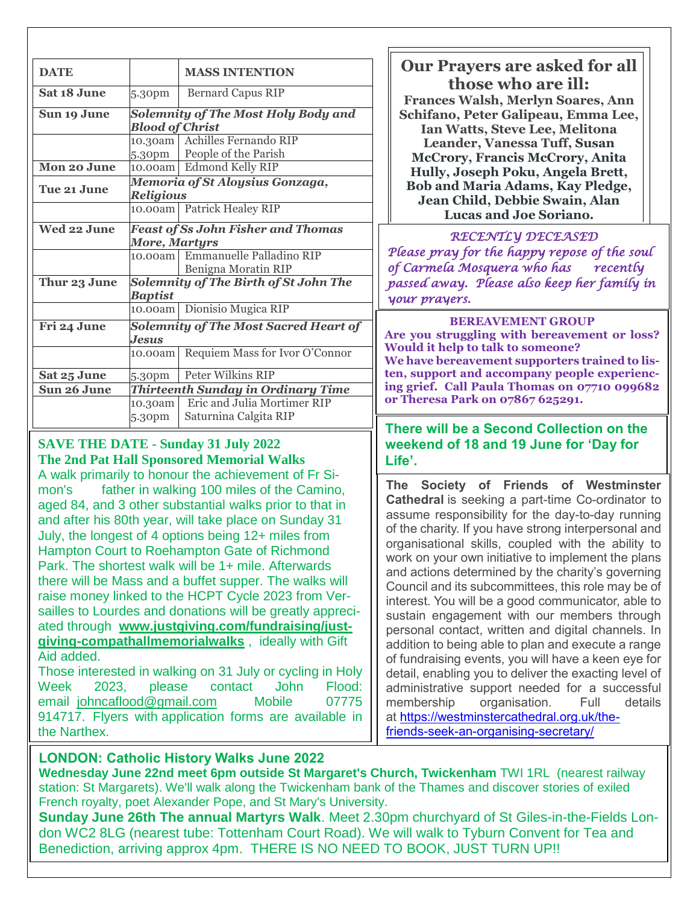| DATE | | MASS INTENTION |
|---|---|---|
| **Sat 18 June** | 5.30pm | Bernard Capus RIP |
| **Sun 19 June** | ***Solemnity of The Most Holy Body and Blood of Christ*** | |
| | 10.30am | Achilles Fernando RIP |
| | 5.30pm | People of the Parish |
| **Mon 20 June** | 10.00am | Edmond Kelly RIP |
| **Tue 21 June** | ***Memoria of St Aloysius Gonzaga, Religious*** | |
| | 10.00am | Patrick Healey RIP |
| **Wed 22 June** | ***Feast of Ss John Fisher and Thomas More, Martyrs*** | |
| | 10.00am | Emmanuelle Palladino RIP<br>Benigna Moratin RIP |
| **Thur 23 June** | ***Solemnity of The Birth of St John The Baptist*** | |
| | 10.00am | Dionisio Mugica RIP |
| **Fri 24 June** | ***Solemnity of The Most Sacred Heart of Jesus*** | |
| | 10.00am | Requiem Mass for Ivor O'Connor |
| **Sat 25 June** | 5.30pm | Peter Wilkins RIP |
| **Sun 26 June** | ***Thirteenth Sunday in Ordinary Time*** | |
| | 10.30am | Eric and Julia Mortimer RIP |
| | 5.30pm | Saturnina Calgita RIP |

**SAVE THE DATE - Sunday 31 July 2022**
**The 2nd Pat Hall Sponsored Memorial Walks**

A walk primarily to honour the achievement of Fr Simon's father in walking 100 miles of the Camino, aged 84, and 3 other substantial walks prior to that in and after his 80th year, will take place on Sunday 31 July, the longest of 4 options being 12+ miles from Hampton Court to Roehampton Gate of Richmond Park. The shortest walk will be 1+ mile. Afterwards there will be Mass and a buffet supper. The walks will raise money linked to the HCPT Cycle 2023 from Versailles to Lourdes and donations will be greatly appreciated through **www.justgiving.com/fundraising/justgiving-compathallmemorialwalks** , ideally with Gift Aid added.

Those interested in walking on 31 July or cycling in Holy Week 2023, please contact John Flood: email johncaflood@gmail.com Mobile 07775 914717. Flyers with application forms are available in the Narthex.

## Our Prayers are asked for all those who are ill:

**Frances Walsh, Merlyn Soares, Ann Schifano, Peter Galipeau, Emma Lee, Ian Watts, Steve Lee, Melitona Leander, Vanessa Tuff, Susan McCrory, Francis McCrory, Anita Hully, Joseph Poku, Angela Brett, Bob and Maria Adams, Kay Pledge, Jean Child, Debbie Swain, Alan Lucas and Joe Soriano.**

*RECENTLY DECEASED*

*Please pray for the happy repose of the soul of Carmela Mosquera who has recently passed away. Please also keep her family in your prayers.*

**BEREAVEMENT GROUP**

**Are you struggling with bereavement or loss? Would it help to talk to someone?**
**We have bereavement supporters trained to listen, support and accompany people experiencing grief. Call Paula Thomas on 07710 099682 or Theresa Park on 07867 625291.**

**There will be a Second Collection on the weekend of 18 and 19 June for 'Day for Life'.**

**The Society of Friends of Westminster Cathedral** is seeking a part-time Co-ordinator to assume responsibility for the day-to-day running of the charity. If you have strong interpersonal and organisational skills, coupled with the ability to work on your own initiative to implement the plans and actions determined by the charity's governing Council and its subcommittees, this role may be of interest. You will be a good communicator, able to sustain engagement with our members through personal contact, written and digital channels. In addition to being able to plan and execute a range of fundraising events, you will have a keen eye for detail, enabling you to deliver the exacting level of administrative support needed for a successful membership organisation. Full details at https://westminstercathedral.org.uk/the-friends-seek-an-organising-secretary/

**LONDON: Catholic History Walks June 2022**

**Wednesday June 22nd meet 6pm outside St Margaret's Church, Twickenham** TWI 1RL (nearest railway station: St Margarets). We'll walk along the Twickenham bank of the Thames and discover stories of exiled French royalty, poet Alexander Pope, and St Mary's University.

**Sunday June 26th The annual Martyrs Walk**. Meet 2.30pm churchyard of St Giles-in-the-Fields London WC2 8LG (nearest tube: Tottenham Court Road). We will walk to Tyburn Convent for Tea and Benediction, arriving approx 4pm. THERE IS NO NEED TO BOOK, JUST TURN UP!!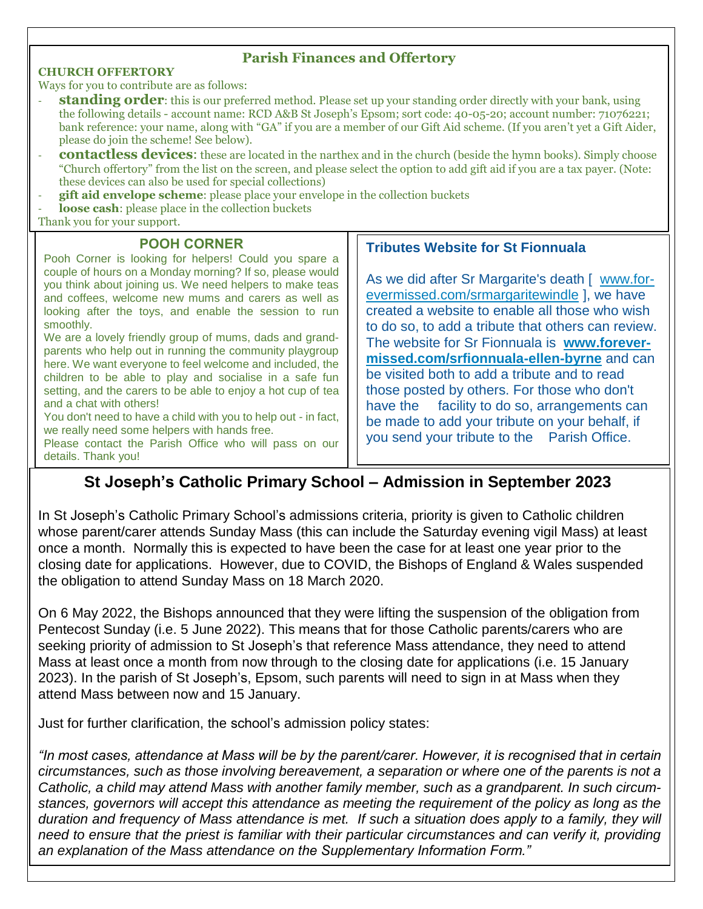## Parish Finances and Offertory

**CHURCH OFFERTORY**

Ways for you to contribute are as follows:

- **standing order**: this is our preferred method. Please set up your standing order directly with your bank, using the following details - account name: RCD A&B St Joseph's Epsom; sort code: 40-05-20; account number: 71076221; bank reference: your name, along with "GA" if you are a member of our Gift Aid scheme. (If you aren't yet a Gift Aider, please do join the scheme! See below).
- **contactless devices**: these are located in the narthex and in the church (beside the hymn books). Simply choose "Church offertory" from the list on the screen, and please select the option to add gift aid if you are a tax payer. (Note: these devices can also be used for special collections)
- **gift aid envelope scheme**: please place your envelope in the collection buckets
- **loose cash**: please place in the collection buckets

Thank you for your support.

## POOH CORNER

Pooh Corner is looking for helpers! Could you spare a couple of hours on a Monday morning? If so, please would you think about joining us. We need helpers to make teas and coffees, welcome new mums and carers as well as looking after the toys, and enable the session to run smoothly.

We are a lovely friendly group of mums, dads and grand-parents who help out in running the community playgroup here. We want everyone to feel welcome and included, the children to be able to play and socialise in a safe fun setting, and the carers to be able to enjoy a hot cup of tea and a chat with others!

You don't need to have a child with you to help out - in fact, we really need some helpers with hands free.

Please contact the Parish Office who will pass on our details. Thank you!

## Tributes Website for St Fionnuala

As we did after Sr Margarite's death [ www.for-evermissed.com/srmargaritewindle ], we have created a website to enable all those who wish to do so, to add a tribute that others can review. The website for Sr Fionnuala is **www.forever-missed.com/srfionnuala-ellen-byrne** and can be visited both to add a tribute and to read those posted by others. For those who don't have the facility to do so, arrangements can be made to add your tribute on your behalf, if you send your tribute to the Parish Office.

## St Joseph's Catholic Primary School – Admission in September 2023

In St Joseph's Catholic Primary School's admissions criteria, priority is given to Catholic children whose parent/carer attends Sunday Mass (this can include the Saturday evening vigil Mass) at least once a month. Normally this is expected to have been the case for at least one year prior to the closing date for applications. However, due to COVID, the Bishops of England & Wales suspended the obligation to attend Sunday Mass on 18 March 2020.

On 6 May 2022, the Bishops announced that they were lifting the suspension of the obligation from Pentecost Sunday (i.e. 5 June 2022). This means that for those Catholic parents/carers who are seeking priority of admission to St Joseph's that reference Mass attendance, they need to attend Mass at least once a month from now through to the closing date for applications (i.e. 15 January 2023). In the parish of St Joseph's, Epsom, such parents will need to sign in at Mass when they attend Mass between now and 15 January.

Just for further clarification, the school's admission policy states:

*"In most cases, attendance at Mass will be by the parent/carer. However, it is recognised that in certain circumstances, such as those involving bereavement, a separation or where one of the parents is not a Catholic, a child may attend Mass with another family member, such as a grandparent. In such circumstances, governors will accept this attendance as meeting the requirement of the policy as long as the duration and frequency of Mass attendance is met. If such a situation does apply to a family, they will need to ensure that the priest is familiar with their particular circumstances and can verify it, providing an explanation of the Mass attendance on the Supplementary Information Form."*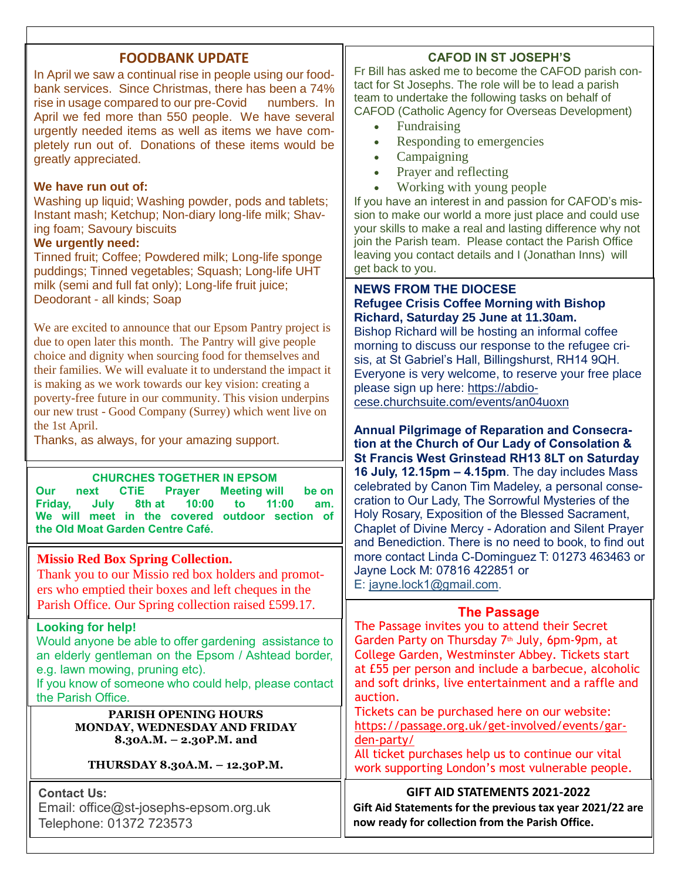## FOODBANK UPDATE

In April we saw a continual rise in people using our foodbank services. Since Christmas, there has been a 74% rise in usage compared to our pre-Covid numbers. In April we fed more than 550 people. We have several urgently needed items as well as items we have completely run out of. Donations of these items would be greatly appreciated.

**We have run out of:**
Washing up liquid; Washing powder, pods and tablets; Instant mash; Ketchup; Non-diary long-life milk; Shaving foam; Savoury biscuits

**We urgently need:**
Tinned fruit; Coffee; Powdered milk; Long-life sponge puddings; Tinned vegetables; Squash; Long-life UHT milk (semi and full fat only); Long-life fruit juice; Deodorant - all kinds; Soap

We are excited to announce that our Epsom Pantry project is due to open later this month. The Pantry will give people choice and dignity when sourcing food for themselves and their families. We will evaluate it to understand the impact it is making as we work towards our key vision: creating a poverty-free future in our community. This vision underpins our new trust - Good Company (Surrey) which went live on the 1st April.

Thanks, as always, for your amazing support.

### CHURCHES TOGETHER IN EPSOM

**Our next CTiE Prayer Meeting will be on Friday, July 8th at 10:00 to 11:00 am. We will meet in the covered outdoor section of the Old Moat Garden Centre Café.**

### Missio Red Box Spring Collection.

Thank you to our Missio red box holders and promoters who emptied their boxes and left cheques in the Parish Office. Our Spring collection raised £599.17.

### Looking for help!

Would anyone be able to offer gardening assistance to an elderly gentleman on the Epsom / Ashtead border, e.g. lawn mowing, pruning etc).

If you know of someone who could help, please contact the Parish Office.

**PARISH OPENING HOURS**
**MONDAY, WEDNESDAY AND FRIDAY**
**8.30A.M. – 2.30P.M. and**

**THURSDAY 8.30A.M. – 12.30P.M.**

**Contact Us:**
Email: office@st-josephs-epsom.org.uk
Telephone: 01372 723573

## CAFOD IN ST JOSEPH'S

Fr Bill has asked me to become the CAFOD parish contact for St Josephs. The role will be to lead a parish team to undertake the following tasks on behalf of CAFOD (Catholic Agency for Overseas Development)

- Fundraising
- Responding to emergencies
- Campaigning
- Prayer and reflecting
- Working with young people

If you have an interest in and passion for CAFOD's mission to make our world a more just place and could use your skills to make a real and lasting difference why not join the Parish team. Please contact the Parish Office leaving you contact details and I (Jonathan Inns) will get back to you.

## NEWS FROM THE DIOCESE

**Refugee Crisis Coffee Morning with Bishop Richard, Saturday 25 June at 11.30am.**
Bishop Richard will be hosting an informal coffee morning to discuss our response to the refugee crisis, at St Gabriel's Hall, Billingshurst, RH14 9QH. Everyone is very welcome, to reserve your free place please sign up here: https://abdiocese.churchsuite.com/events/an04uoxn

**Annual Pilgrimage of Reparation and Consecration at the Church of Our Lady of Consolation & St Francis West Grinstead RH13 8LT on Saturday 16 July, 12.15pm – 4.15pm**. The day includes Mass celebrated by Canon Tim Madeley, a personal consecration to Our Lady, The Sorrowful Mysteries of the Holy Rosary, Exposition of the Blessed Sacrament, Chaplet of Divine Mercy - Adoration and Silent Prayer and Benediction. There is no need to book, to find out more contact Linda C-Dominguez T: 01273 463463 or Jayne Lock M: 07816 422851 or
E: jayne.lock1@gmail.com.

## The Passage

The Passage invites you to attend their Secret Garden Party on Thursday 7th July, 6pm-9pm, at College Garden, Westminster Abbey. Tickets start at £55 per person and include a barbecue, alcoholic and soft drinks, live entertainment and a raffle and auction.

Tickets can be purchased here on our website: https://passage.org.uk/get-involved/events/garden-party/

All ticket purchases help us to continue our vital work supporting London's most vulnerable people.

### GIFT AID STATEMENTS 2021-2022

**Gift Aid Statements for the previous tax year 2021/22 are now ready for collection from the Parish Office.**